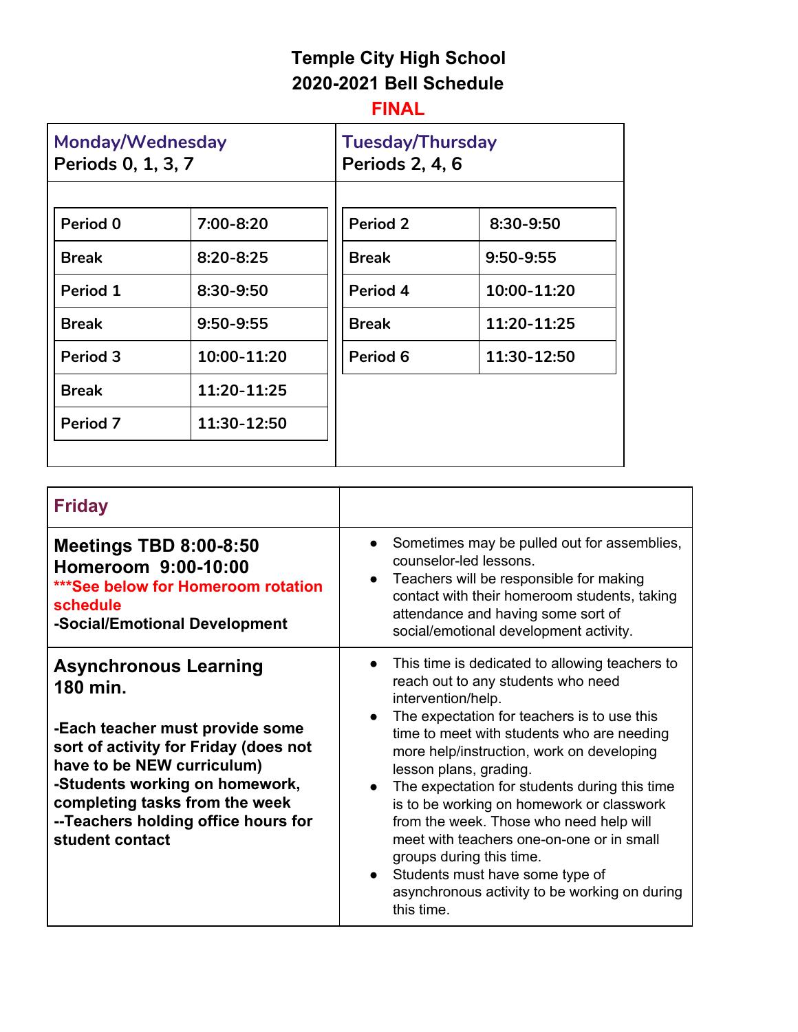# Temple City High School
# 2020-2021 Bell Schedule
## FINAL

### Monday/Wednesday
**Periods 0, 1, 3, 7**

| Period | Time |
|---|---|
| Period 0 | 7:00-8:20 |
| Break | 8:20-8:25 |
| Period 1 | 8:30-9:50 |
| Break | 9:50-9:55 |
| Period 3 | 10:00-11:20 |
| Break | 11:20-11:25 |
| Period 7 | 11:30-12:50 |

### Tuesday/Thursday
**Periods 2, 4, 6**

| Period | Time |
|---|---|
| Period 2 | 8:30-9:50 |
| Break | 9:50-9:55 |
| Period 4 | 10:00-11:20 |
| Break | 11:20-11:25 |
| Period 6 | 11:30-12:50 |

### Friday

| Friday | |
|---|---|
| **Meetings TBD 8:00-8:50**<br>**Homeroom 9:00-10:00**<br>**\*\*\*See below for Homeroom rotation schedule**<br>**-Social/Emotional Development** | • Sometimes may be pulled out for assemblies, counselor-led lessons.<br>• Teachers will be responsible for making contact with their homeroom students, taking attendance and having some sort of social/emotional development activity. |
| **Asynchronous Learning**<br>**180 min.**<br><br>**-Each teacher must provide some sort of activity for Friday (does not have to be NEW curriculum)**<br>**-Students working on homework, completing tasks from the week**<br>**--Teachers holding office hours for student contact** | • This time is dedicated to allowing teachers to reach out to any students who need intervention/help.<br>• The expectation for teachers is to use this time to meet with students who are needing more help/instruction, work on developing lesson plans, grading.<br>• The expectation for students during this time is to be working on homework or classwork from the week. Those who need help will meet with teachers one-on-one or in small groups during this time.<br>• Students must have some type of asynchronous activity to be working on during this time. |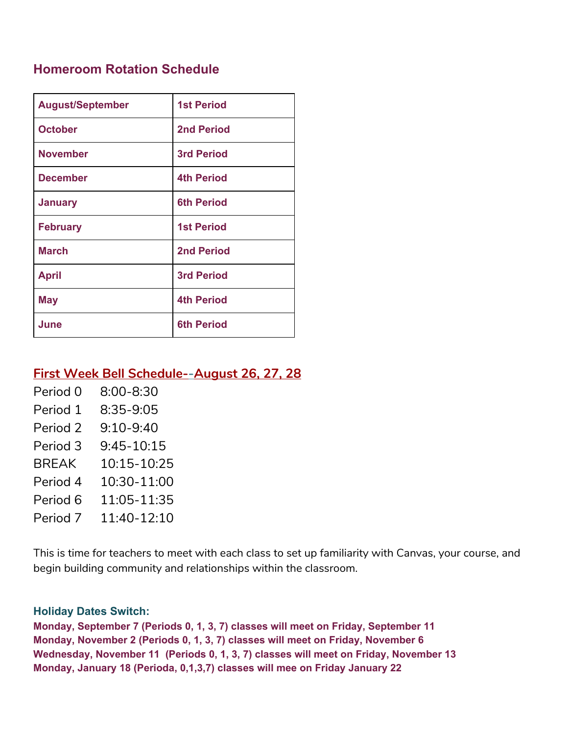## Homeroom Rotation Schedule

| | |
|---|---|
| **August/September** | **1st Period** |
| **October** | **2nd Period** |
| **November** | **3rd Period** |
| **December** | **4th Period** |
| **January** | **6th Period** |
| **February** | **1st Period** |
| **March** | **2nd Period** |
| **April** | **3rd Period** |
| **May** | **4th Period** |
| **June** | **6th Period** |

## First Week Bell Schedule--August 26, 27, 28

Period 0 8:00-8:30
Period 1 8:35-9:05
Period 2 9:10-9:40
Period 3 9:45-10:15
BREAK 10:15-10:25
Period 4 10:30-11:00
Period 6 11:05-11:35
Period 7 11:40-12:10

This is time for teachers to meet with each class to set up familiarity with Canvas, your course, and begin building community and relationships within the classroom.

### Holiday Dates Switch:

**Monday, September 7 (Periods 0, 1, 3, 7) classes will meet on Friday, September 11**
**Monday, November 2 (Periods 0, 1, 3, 7) classes will meet on Friday, November 6**
**Wednesday, November 11 (Periods 0, 1, 3, 7) classes will meet on Friday, November 13**
**Monday, January 18 (Perioda, 0,1,3,7) classes will mee on Friday January 22**